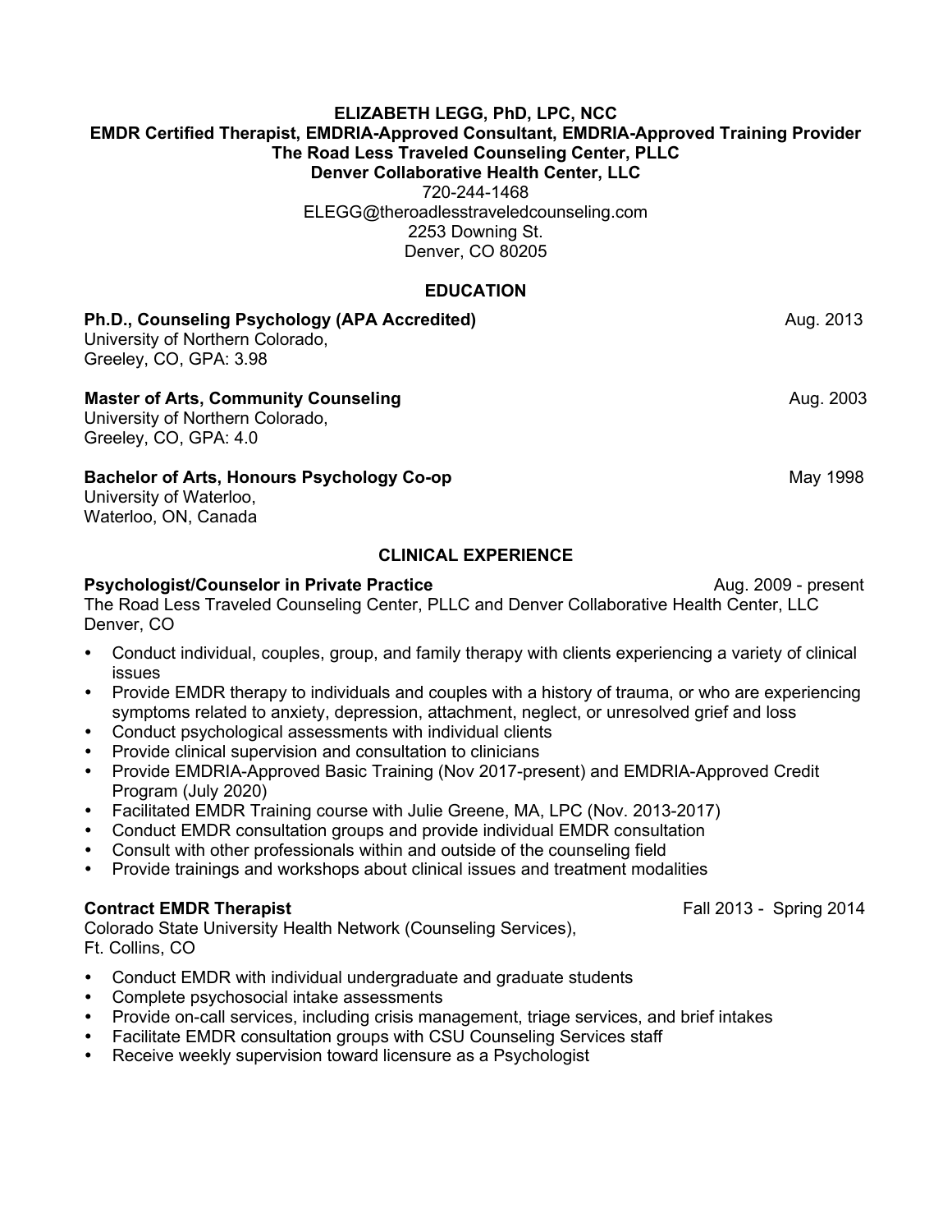**ELIZABETH LEGG, PhD, LPC, NCC**
**EMDR Certified Therapist, EMDRIA-Approved Consultant, EMDRIA-Approved Training Provider**
**The Road Less Traveled Counseling Center, PLLC**
**Denver Collaborative Health Center, LLC**
720-244-1468
ELEGG@theroadlesstraveledcounseling.com
2253 Downing St.
Denver, CO 80205

## EDUCATION

**Ph.D., Counseling Psychology (APA Accredited)** Aug. 2013
University of Northern Colorado,
Greeley, CO, GPA: 3.98

**Master of Arts, Community Counseling** Aug. 2003
University of Northern Colorado,
Greeley, CO, GPA: 4.0

**Bachelor of Arts, Honours Psychology Co-op** May 1998
University of Waterloo,
Waterloo, ON, Canada

## CLINICAL EXPERIENCE

**Psychologist/Counselor in Private Practice** Aug. 2009 - present
The Road Less Traveled Counseling Center, PLLC and Denver Collaborative Health Center, LLC
Denver, CO

- Conduct individual, couples, group, and family therapy with clients experiencing a variety of clinical issues
- Provide EMDR therapy to individuals and couples with a history of trauma, or who are experiencing symptoms related to anxiety, depression, attachment, neglect, or unresolved grief and loss
- Conduct psychological assessments with individual clients
- Provide clinical supervision and consultation to clinicians
- Provide EMDRIA-Approved Basic Training (Nov 2017-present) and EMDRIA-Approved Credit Program (July 2020)
- Facilitated EMDR Training course with Julie Greene, MA, LPC (Nov. 2013-2017)
- Conduct EMDR consultation groups and provide individual EMDR consultation
- Consult with other professionals within and outside of the counseling field
- Provide trainings and workshops about clinical issues and treatment modalities

**Contract EMDR Therapist** Fall 2013 - Spring 2014
Colorado State University Health Network (Counseling Services),
Ft. Collins, CO

- Conduct EMDR with individual undergraduate and graduate students
- Complete psychosocial intake assessments
- Provide on-call services, including crisis management, triage services, and brief intakes
- Facilitate EMDR consultation groups with CSU Counseling Services staff
- Receive weekly supervision toward licensure as a Psychologist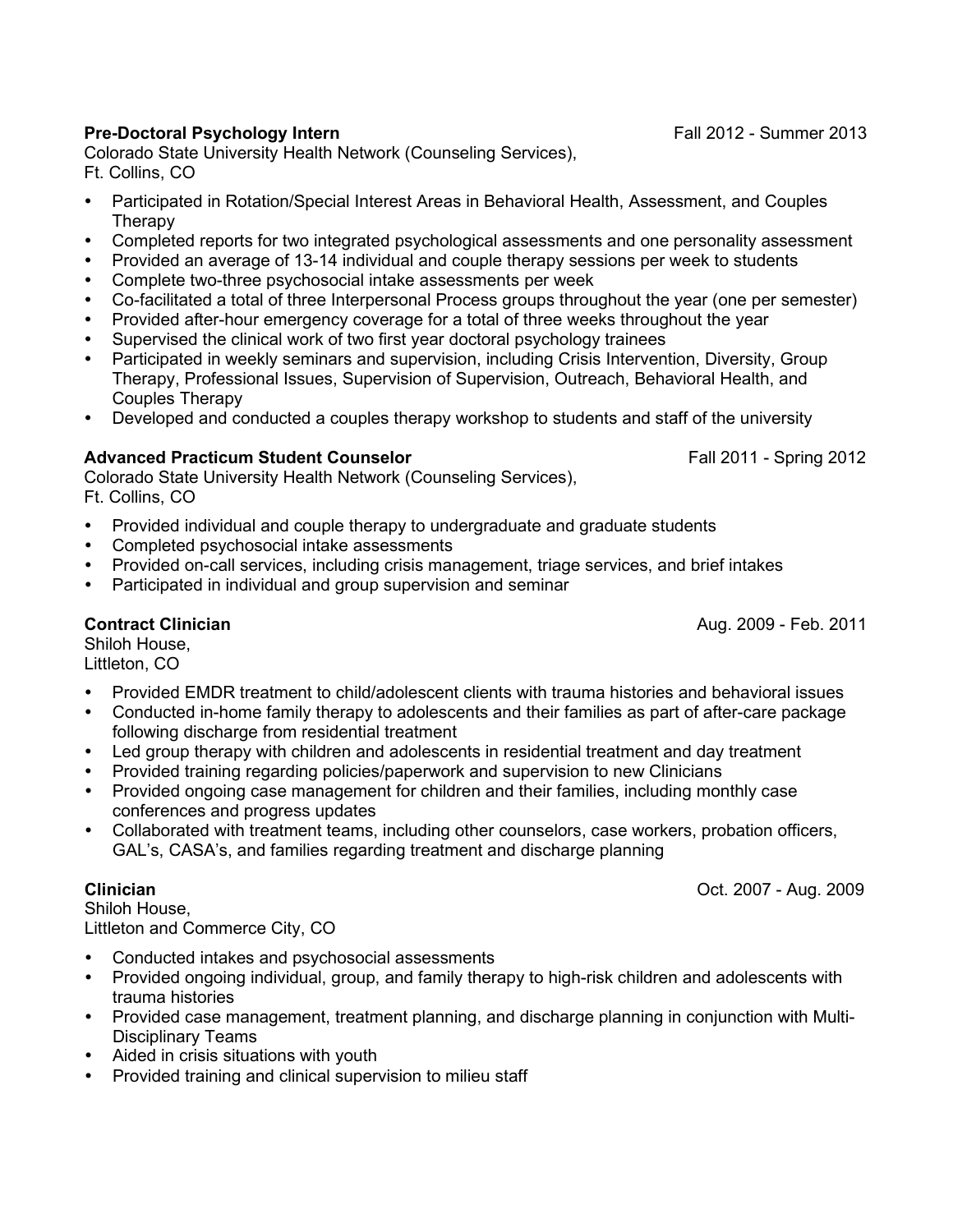**Pre-Doctoral Psychology Intern** Fall 2012 - Summer 2013
Colorado State University Health Network (Counseling Services),
Ft. Collins, CO

- Participated in Rotation/Special Interest Areas in Behavioral Health, Assessment, and Couples Therapy
- Completed reports for two integrated psychological assessments and one personality assessment
- Provided an average of 13-14 individual and couple therapy sessions per week to students
- Complete two-three psychosocial intake assessments per week
- Co-facilitated a total of three Interpersonal Process groups throughout the year (one per semester)
- Provided after-hour emergency coverage for a total of three weeks throughout the year
- Supervised the clinical work of two first year doctoral psychology trainees
- Participated in weekly seminars and supervision, including Crisis Intervention, Diversity, Group Therapy, Professional Issues, Supervision of Supervision, Outreach, Behavioral Health, and Couples Therapy
- Developed and conducted a couples therapy workshop to students and staff of the university

**Advanced Practicum Student Counselor** Fall 2011 - Spring 2012
Colorado State University Health Network (Counseling Services),
Ft. Collins, CO

- Provided individual and couple therapy to undergraduate and graduate students
- Completed psychosocial intake assessments
- Provided on-call services, including crisis management, triage services, and brief intakes
- Participated in individual and group supervision and seminar

**Contract Clinician** Aug. 2009 - Feb. 2011
Shiloh House,
Littleton, CO

- Provided EMDR treatment to child/adolescent clients with trauma histories and behavioral issues
- Conducted in-home family therapy to adolescents and their families as part of after-care package following discharge from residential treatment
- Led group therapy with children and adolescents in residential treatment and day treatment
- Provided training regarding policies/paperwork and supervision to new Clinicians
- Provided ongoing case management for children and their families, including monthly case conferences and progress updates
- Collaborated with treatment teams, including other counselors, case workers, probation officers, GAL's, CASA's, and families regarding treatment and discharge planning

**Clinician** Oct. 2007 - Aug. 2009
Shiloh House,
Littleton and Commerce City, CO

- Conducted intakes and psychosocial assessments
- Provided ongoing individual, group, and family therapy to high-risk children and adolescents with trauma histories
- Provided case management, treatment planning, and discharge planning in conjunction with Multi-Disciplinary Teams
- Aided in crisis situations with youth
- Provided training and clinical supervision to milieu staff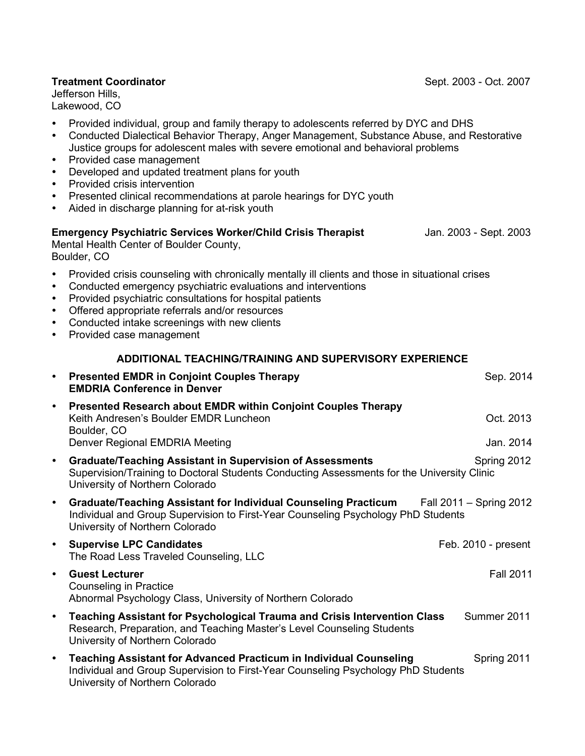**Treatment Coordinator** Sept. 2003 - Oct. 2007
Jefferson Hills,
Lakewood, CO

- Provided individual, group and family therapy to adolescents referred by DYC and DHS
- Conducted Dialectical Behavior Therapy, Anger Management, Substance Abuse, and Restorative Justice groups for adolescent males with severe emotional and behavioral problems
- Provided case management
- Developed and updated treatment plans for youth
- Provided crisis intervention
- Presented clinical recommendations at parole hearings for DYC youth
- Aided in discharge planning for at-risk youth

**Emergency Psychiatric Services Worker/Child Crisis Therapist** Jan. 2003 - Sept. 2003
Mental Health Center of Boulder County,
Boulder, CO

- Provided crisis counseling with chronically mentally ill clients and those in situational crises
- Conducted emergency psychiatric evaluations and interventions
- Provided psychiatric consultations for hospital patients
- Offered appropriate referrals and/or resources
- Conducted intake screenings with new clients
- Provided case management

## ADDITIONAL TEACHING/TRAINING AND SUPERVISORY EXPERIENCE

- **Presented EMDR in Conjoint Couples Therapy** Sep. 2014
  **EMDRIA Conference in Denver**
- **Presented Research about EMDR within Conjoint Couples Therapy**
  Keith Andresen's Boulder EMDR Luncheon Oct. 2013
  Boulder, CO
  Denver Regional EMDRIA Meeting Jan. 2014
- **Graduate/Teaching Assistant in Supervision of Assessments** Spring 2012
  Supervision/Training to Doctoral Students Conducting Assessments for the University Clinic
  University of Northern Colorado
- **Graduate/Teaching Assistant for Individual Counseling Practicum** Fall 2011 – Spring 2012
  Individual and Group Supervision to First-Year Counseling Psychology PhD Students
  University of Northern Colorado
- **Supervise LPC Candidates** Feb. 2010 - present
  The Road Less Traveled Counseling, LLC
- **Guest Lecturer** Fall 2011
  Counseling in Practice
  Abnormal Psychology Class, University of Northern Colorado
- **Teaching Assistant for Psychological Trauma and Crisis Intervention Class** Summer 2011
  Research, Preparation, and Teaching Master's Level Counseling Students
  University of Northern Colorado
- **Teaching Assistant for Advanced Practicum in Individual Counseling** Spring 2011
  Individual and Group Supervision to First-Year Counseling Psychology PhD Students
  University of Northern Colorado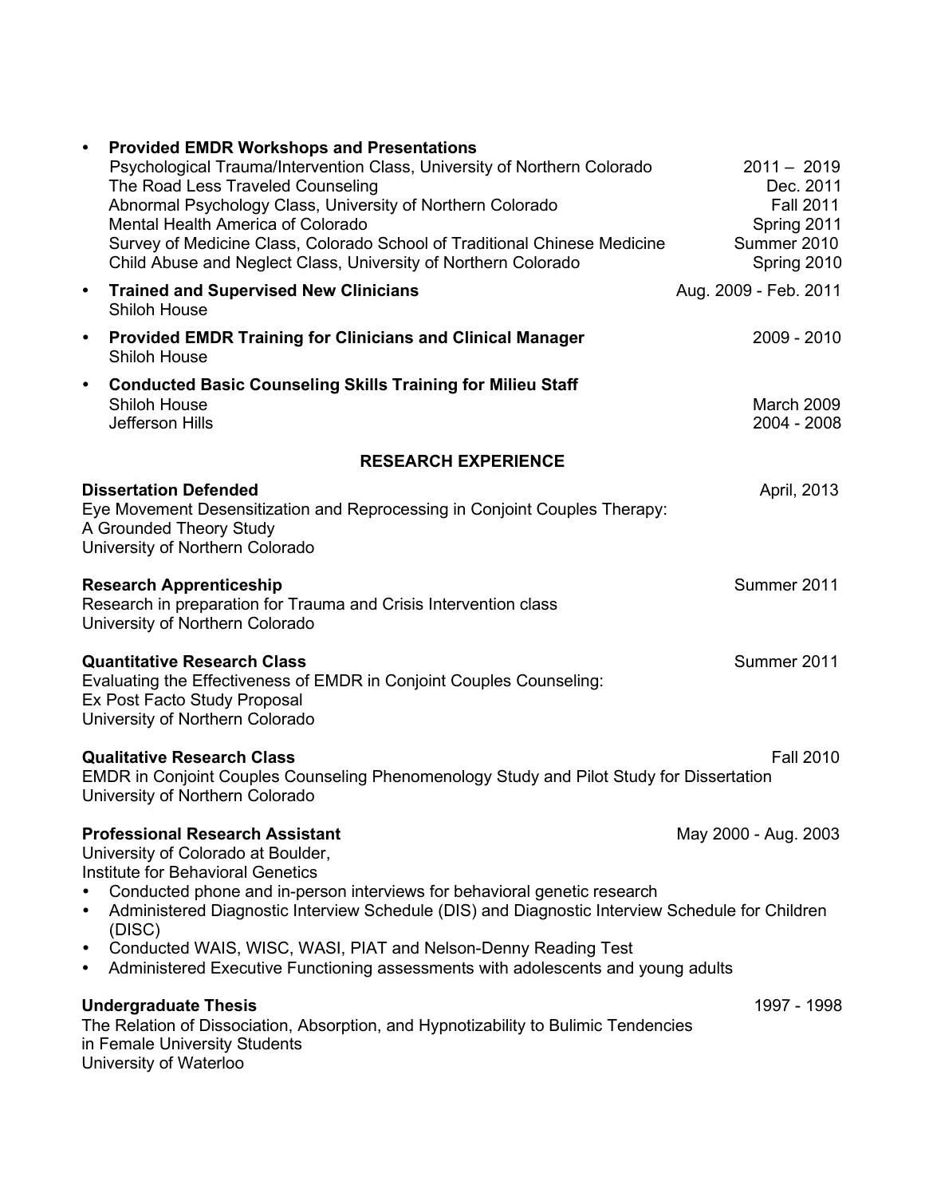- **Provided EMDR Workshops and Presentations**
  Psychological Trauma/Intervention Class, University of Northern Colorado — 2011 – 2019
  The Road Less Traveled Counseling — Dec. 2011
  Abnormal Psychology Class, University of Northern Colorado — Fall 2011
  Mental Health America of Colorado — Spring 2011
  Survey of Medicine Class, Colorado School of Traditional Chinese Medicine — Summer 2010
  Child Abuse and Neglect Class, University of Northern Colorado — Spring 2010
- **Trained and Supervised New Clinicians** — Aug. 2009 - Feb. 2011
  Shiloh House
- **Provided EMDR Training for Clinicians and Clinical Manager** — 2009 - 2010
  Shiloh House
- **Conducted Basic Counseling Skills Training for Milieu Staff**
  Shiloh House — March 2009
  Jefferson Hills — 2004 - 2008

## RESEARCH EXPERIENCE

**Dissertation Defended** — April, 2013
Eye Movement Desensitization and Reprocessing in Conjoint Couples Therapy:
A Grounded Theory Study
University of Northern Colorado

**Research Apprenticeship** — Summer 2011
Research in preparation for Trauma and Crisis Intervention class
University of Northern Colorado

**Quantitative Research Class** — Summer 2011
Evaluating the Effectiveness of EMDR in Conjoint Couples Counseling:
Ex Post Facto Study Proposal
University of Northern Colorado

**Qualitative Research Class** — Fall 2010
EMDR in Conjoint Couples Counseling Phenomenology Study and Pilot Study for Dissertation
University of Northern Colorado

**Professional Research Assistant** — May 2000 - Aug. 2003
University of Colorado at Boulder,
Institute for Behavioral Genetics

- Conducted phone and in-person interviews for behavioral genetic research
- Administered Diagnostic Interview Schedule (DIS) and Diagnostic Interview Schedule for Children (DISC)
- Conducted WAIS, WISC, WASI, PIAT and Nelson-Denny Reading Test
- Administered Executive Functioning assessments with adolescents and young adults

**Undergraduate Thesis** — 1997 - 1998
The Relation of Dissociation, Absorption, and Hypnotizability to Bulimic Tendencies in Female University Students
University of Waterloo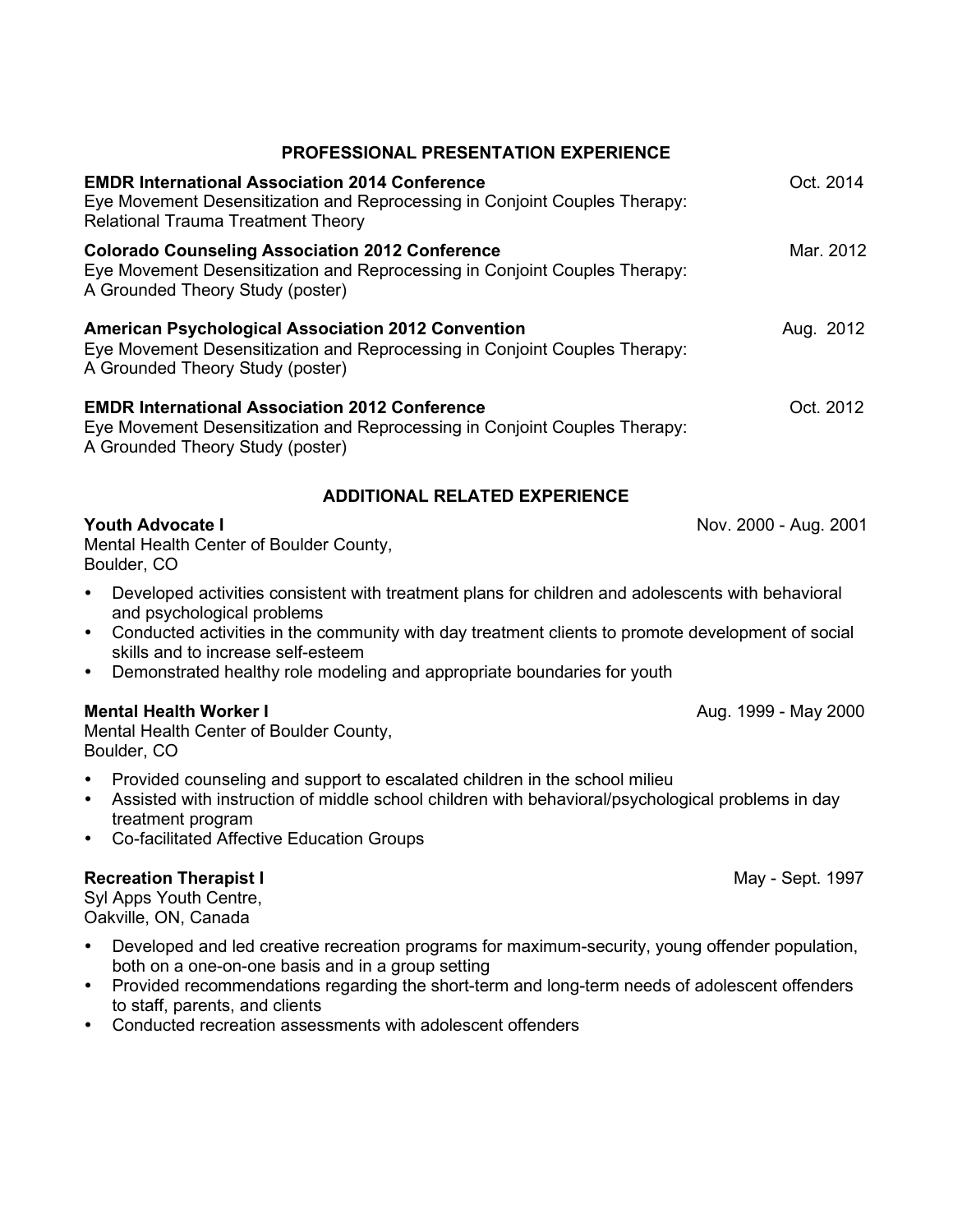## PROFESSIONAL PRESENTATION EXPERIENCE

**EMDR International Association 2014 Conference** — Oct. 2014
Eye Movement Desensitization and Reprocessing in Conjoint Couples Therapy: Relational Trauma Treatment Theory

**Colorado Counseling Association 2012 Conference** — Mar. 2012
Eye Movement Desensitization and Reprocessing in Conjoint Couples Therapy: A Grounded Theory Study (poster)

**American Psychological Association 2012 Convention** — Aug. 2012
Eye Movement Desensitization and Reprocessing in Conjoint Couples Therapy: A Grounded Theory Study (poster)

**EMDR International Association 2012 Conference** — Oct. 2012
Eye Movement Desensitization and Reprocessing in Conjoint Couples Therapy: A Grounded Theory Study (poster)

## ADDITIONAL RELATED EXPERIENCE

**Youth Advocate I** — Nov. 2000 - Aug. 2001
Mental Health Center of Boulder County,
Boulder, CO

- Developed activities consistent with treatment plans for children and adolescents with behavioral and psychological problems
- Conducted activities in the community with day treatment clients to promote development of social skills and to increase self-esteem
- Demonstrated healthy role modeling and appropriate boundaries for youth

**Mental Health Worker I** — Aug. 1999 - May 2000
Mental Health Center of Boulder County,
Boulder, CO

- Provided counseling and support to escalated children in the school milieu
- Assisted with instruction of middle school children with behavioral/psychological problems in day treatment program
- Co-facilitated Affective Education Groups

**Recreation Therapist I** — May - Sept. 1997
Syl Apps Youth Centre,
Oakville, ON, Canada

- Developed and led creative recreation programs for maximum-security, young offender population, both on a one-on-one basis and in a group setting
- Provided recommendations regarding the short-term and long-term needs of adolescent offenders to staff, parents, and clients
- Conducted recreation assessments with adolescent offenders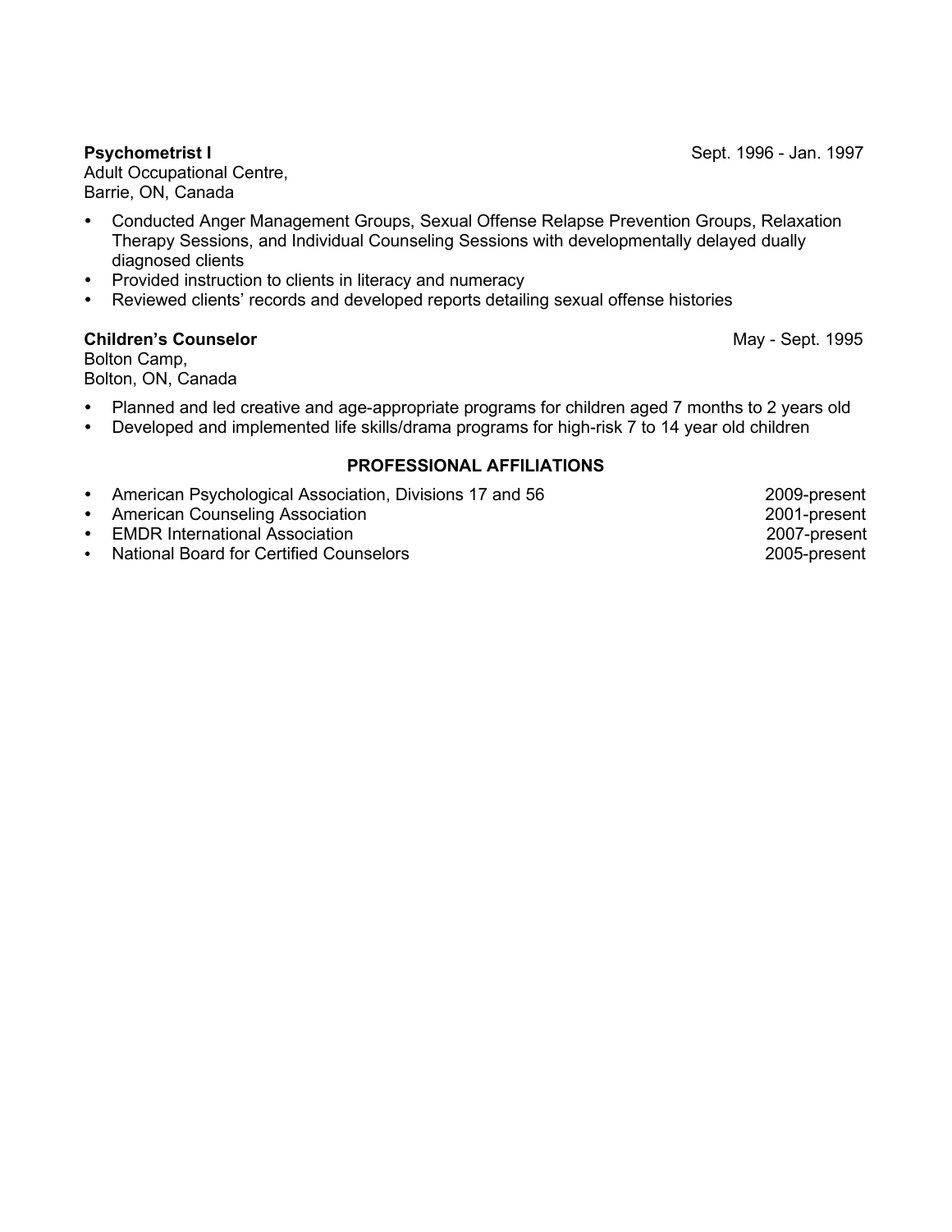**Psychometrist I** Sept. 1996 - Jan. 1997
Adult Occupational Centre,
Barrie, ON, Canada

- Conducted Anger Management Groups, Sexual Offense Relapse Prevention Groups, Relaxation Therapy Sessions, and Individual Counseling Sessions with developmentally delayed dually diagnosed clients
- Provided instruction to clients in literacy and numeracy
- Reviewed clients' records and developed reports detailing sexual offense histories

**Children's Counselor** May - Sept. 1995
Bolton Camp,
Bolton, ON, Canada

- Planned and led creative and age-appropriate programs for children aged 7 months to 2 years old
- Developed and implemented life skills/drama programs for high-risk 7 to 14 year old children

## PROFESSIONAL AFFILIATIONS

- American Psychological Association, Divisions 17 and 56 2009-present
- American Counseling Association 2001-present
- EMDR International Association 2007-present
- National Board for Certified Counselors 2005-present